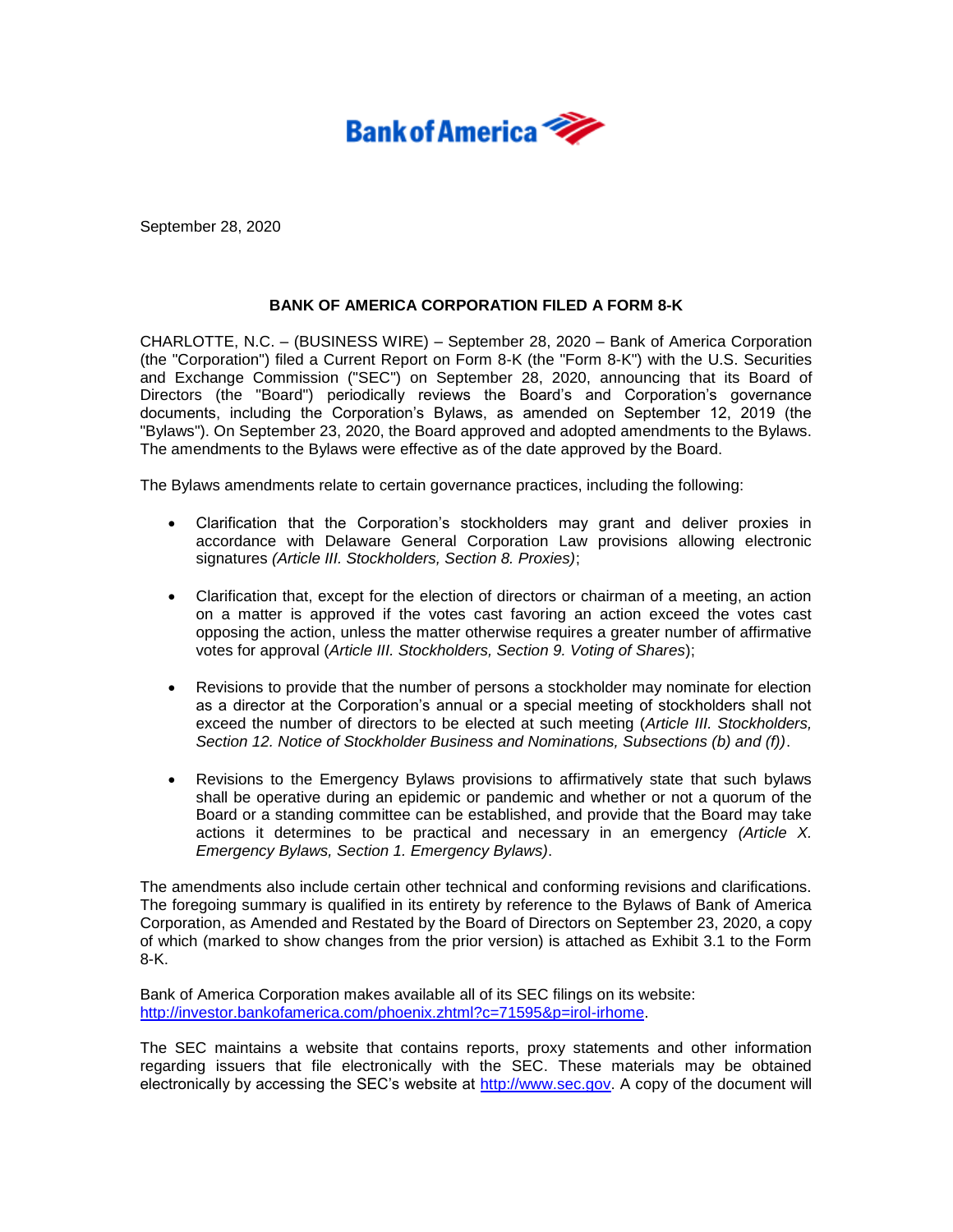September 28, 2020

## BANK OF AMERICA CORPORATION FILED A FORM 8-K

CHARLOTTE, N.C. – (BUSINESS WIRE) – September 28, 2020 – Bank of America Corporation (the "Corporation") filed a Current Report on Form 8-K (the "Form 8-K") with the U.S. Securities and Exchange Commission ("SEC") on September 28, 2020, announcing that its Board of Directors (the "Board") periodically reviews the Board's and Corporation's governance documents, including the Corporation's Bylaws, as amended on September 12, 2019 (the "Bylaws"). On September 23, 2020, the Board approved and adopted amendments to the Bylaws. The amendments to the Bylaws were effective as of the date approved by the Board.

The Bylaws amendments relate to certain governance practices, including the following:

- Clarification that the Corporation's stockholders may grant and deliver proxies in accordance with Delaware General Corporation Law provisions allowing electronic signatures *(Article III. Stockholders, Section 8. Proxies)*;

- Clarification that, except for the election of directors or chairman of a meeting, an action on a matter is approved if the votes cast favoring an action exceed the votes cast opposing the action, unless the matter otherwise requires a greater number of affirmative votes for approval (*Article III. Stockholders, Section 9. Voting of Shares*);

- Revisions to provide that the number of persons a stockholder may nominate for election as a director at the Corporation's annual or a special meeting of stockholders shall not exceed the number of directors to be elected at such meeting (*Article III. Stockholders, Section 12. Notice of Stockholder Business and Nominations, Subsections (b) and (f))*.

- Revisions to the Emergency Bylaws provisions to affirmatively state that such bylaws shall be operative during an epidemic or pandemic and whether or not a quorum of the Board or a standing committee can be established, and provide that the Board may take actions it determines to be practical and necessary in an emergency *(Article X. Emergency Bylaws, Section 1. Emergency Bylaws)*.

The amendments also include certain other technical and conforming revisions and clarifications. The foregoing summary is qualified in its entirety by reference to the Bylaws of Bank of America Corporation, as Amended and Restated by the Board of Directors on September 23, 2020, a copy of which (marked to show changes from the prior version) is attached as Exhibit 3.1 to the Form 8-K.

Bank of America Corporation makes available all of its SEC filings on its website: http://investor.bankofamerica.com/phoenix.zhtml?c=71595&p=irol-irhome.

The SEC maintains a website that contains reports, proxy statements and other information regarding issuers that file electronically with the SEC. These materials may be obtained electronically by accessing the SEC's website at http://www.sec.gov. A copy of the document will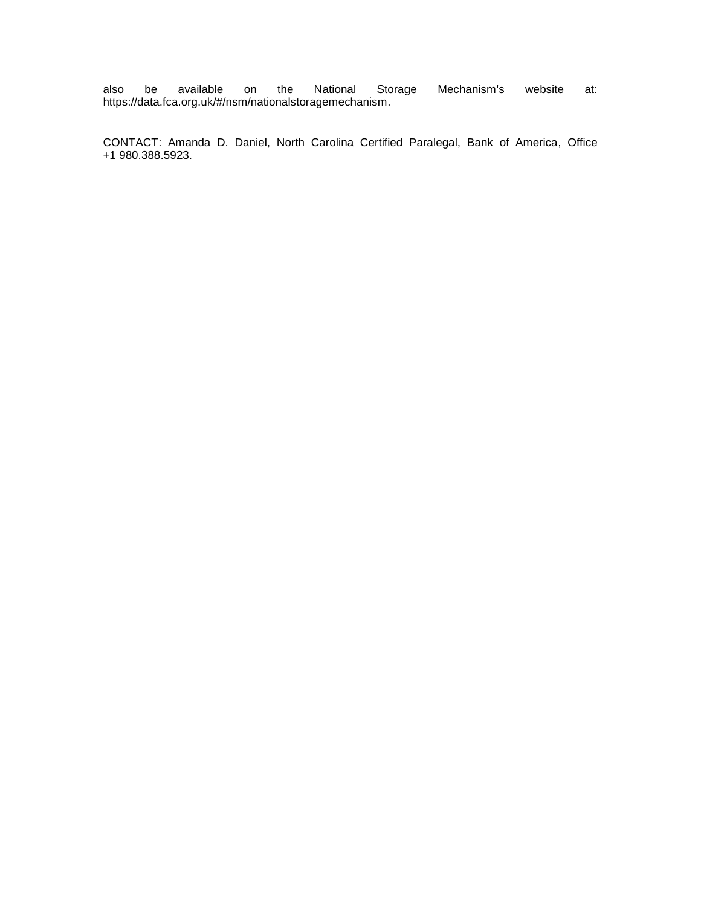also be available on the National Storage Mechanism's website at: https://data.fca.org.uk/#/nsm/nationalstoragemechanism.

CONTACT: Amanda D. Daniel, North Carolina Certified Paralegal, Bank of America, Office +1 980.388.5923.